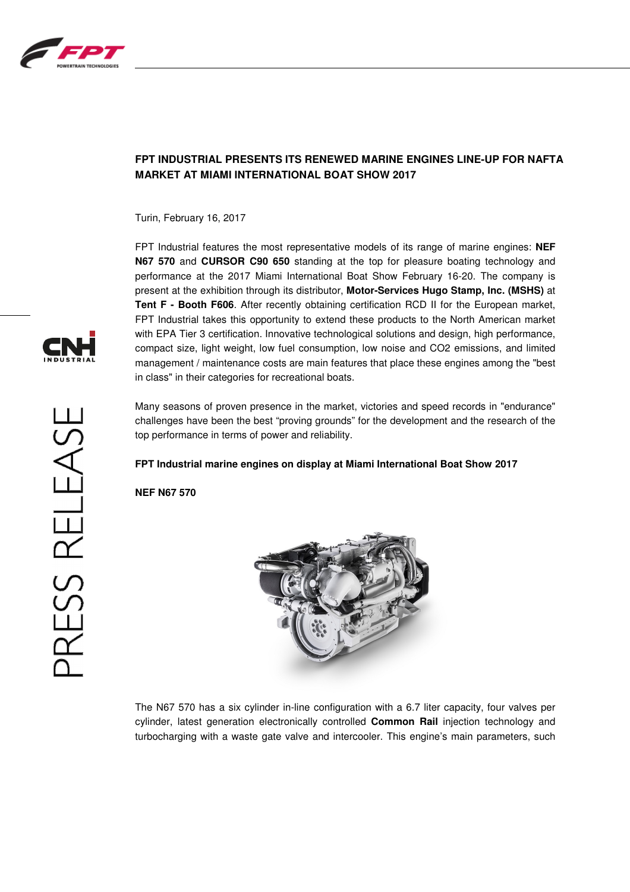## FPT INDUSTRIAL PRESENTS ITS RENEWED MARINE ENGINES LINE-UP FOR NAFTA MARKET AT MIAMI INTERNATIONAL BOAT SHOW 2017

Turin, February 16, 2017

FPT Industrial features the most representative models of its range of marine engines: **NEF N67 570** and **CURSOR C90 650** standing at the top for pleasure boating technology and performance at the 2017 Miami International Boat Show February 16-20. The company is present at the exhibition through its distributor, **Motor-Services Hugo Stamp, Inc. (MSHS)** at **Tent F - Booth F606**. After recently obtaining certification RCD II for the European market, FPT Industrial takes this opportunity to extend these products to the North American market with EPA Tier 3 certification. Innovative technological solutions and design, high performance, compact size, light weight, low fuel consumption, low noise and CO2 emissions, and limited management / maintenance costs are main features that place these engines among the "best in class" in their categories for recreational boats.

Many seasons of proven presence in the market, victories and speed records in "endurance" challenges have been the best "proving grounds" for the development and the research of the top performance in terms of power and reliability.

**FPT Industrial marine engines on display at Miami International Boat Show 2017**

**NEF N67 570**

The N67 570 has a six cylinder in-line configuration with a 6.7 liter capacity, four valves per cylinder, latest generation electronically controlled **Common Rail** injection technology and turbocharging with a waste gate valve and intercooler. This engine's main parameters, such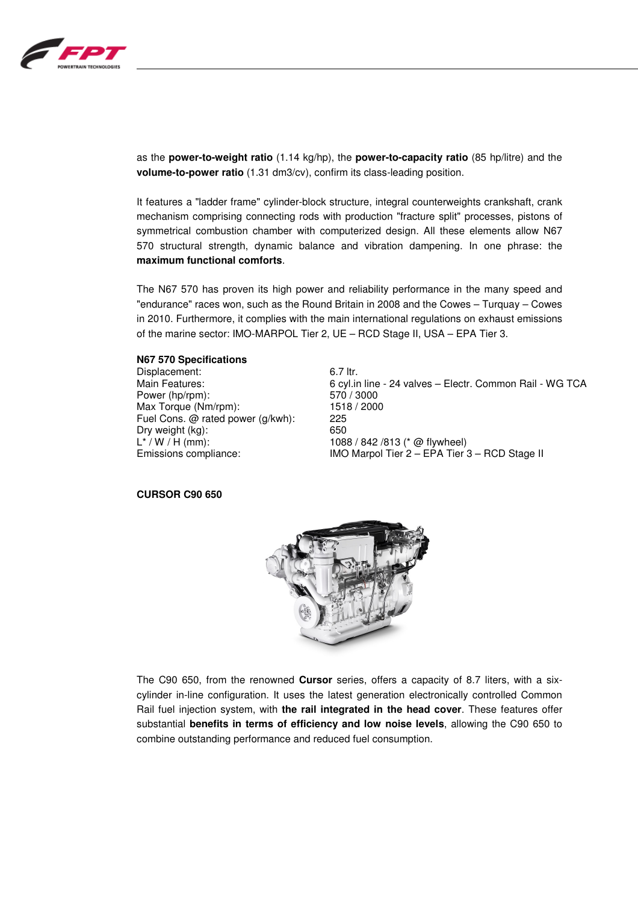as the **power-to-weight ratio** (1.14 kg/hp), the **power-to-capacity ratio** (85 hp/litre) and the **volume-to-power ratio** (1.31 dm3/cv), confirm its class-leading position.

It features a "ladder frame" cylinder-block structure, integral counterweights crankshaft, crank mechanism comprising connecting rods with production "fracture split" processes, pistons of symmetrical combustion chamber with computerized design. All these elements allow N67 570 structural strength, dynamic balance and vibration dampening. In one phrase: the **maximum functional comforts**.

The N67 570 has proven its high power and reliability performance in the many speed and "endurance" races won, such as the Round Britain in 2008 and the Cowes – Turquay – Cowes in 2010. Furthermore, it complies with the main international regulations on exhaust emissions of the marine sector: IMO-MARPOL Tier 2, UE – RCD Stage II, USA – EPA Tier 3.

**N67 570 Specifications**

| | |
|---|---|
| Displacement: | 6.7 ltr. |
| Main Features: | 6 cyl.in line - 24 valves – Electr. Common Rail - WG TCA |
| Power (hp/rpm): | 570 / 3000 |
| Max Torque (Nm/rpm): | 1518 / 2000 |
| Fuel Cons. @ rated power (g/kwh): | 225 |
| Dry weight (kg): | 650 |
| L* / W / H (mm): | 1088 / 842 /813 (* @ flywheel) |
| Emissions compliance: | IMO Marpol Tier 2 – EPA Tier 3 – RCD Stage II |

**CURSOR C90 650**

The C90 650, from the renowned **Cursor** series, offers a capacity of 8.7 liters, with a six-cylinder in-line configuration. It uses the latest generation electronically controlled Common Rail fuel injection system, with **the rail integrated in the head cover**. These features offer substantial **benefits in terms of efficiency and low noise levels**, allowing the C90 650 to combine outstanding performance and reduced fuel consumption.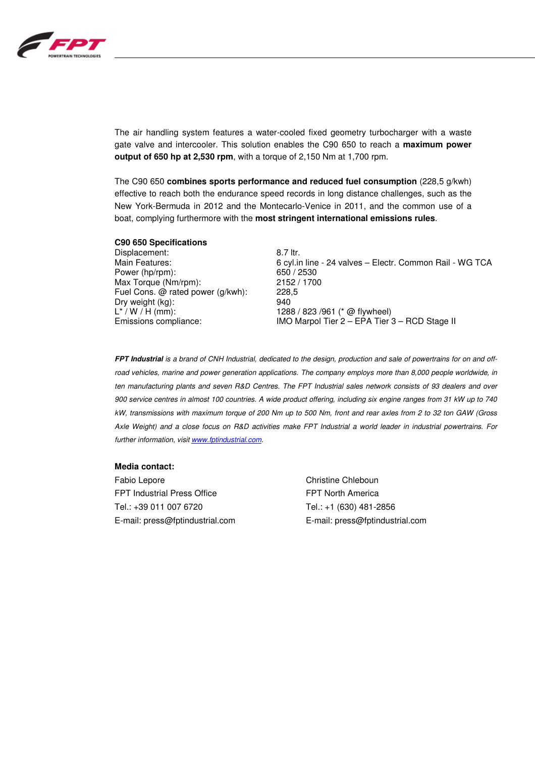The air handling system features a water-cooled fixed geometry turbocharger with a waste gate valve and intercooler. This solution enables the C90 650 to reach a **maximum power output of 650 hp at 2,530 rpm**, with a torque of 2,150 Nm at 1,700 rpm.

The C90 650 **combines sports performance and reduced fuel consumption** (228,5 g/kwh) effective to reach both the endurance speed records in long distance challenges, such as the New York-Bermuda in 2012 and the Montecarlo-Venice in 2011, and the common use of a boat, complying furthermore with the **most stringent international emissions rules**.

**C90 650 Specifications**

| | |
|---|---|
| Displacement: | 8.7 ltr. |
| Main Features: | 6 cyl.in line - 24 valves – Electr. Common Rail - WG TCA |
| Power (hp/rpm): | 650 / 2530 |
| Max Torque (Nm/rpm): | 2152 / 1700 |
| Fuel Cons. @ rated power (g/kwh): | 228,5 |
| Dry weight (kg): | 940 |
| L* / W / H (mm): | 1288 / 823 /961 (* @ flywheel) |
| Emissions compliance: | IMO Marpol Tier 2 – EPA Tier 3 – RCD Stage II |

***FPT Industrial*** *is a brand of CNH Industrial, dedicated to the design, production and sale of powertrains for on and off-road vehicles, marine and power generation applications. The company employs more than 8,000 people worldwide, in ten manufacturing plants and seven R&D Centres. The FPT Industrial sales network consists of 93 dealers and over 900 service centres in almost 100 countries. A wide product offering, including six engine ranges from 31 kW up to 740 kW, transmissions with maximum torque of 200 Nm up to 500 Nm, front and rear axles from 2 to 32 ton GAW (Gross Axle Weight) and a close focus on R&D activities make FPT Industrial a world leader in industrial powertrains. For further information, visit [www.fptindustrial.com](http://www.fptindustrial.com).*

**Media contact:**

Fabio Lepore
FPT Industrial Press Office
Tel.: +39 011 007 6720
E-mail: press@fptindustrial.com

Christine Chleboun
FPT North America
Tel.: +1 (630) 481-2856
E-mail: press@fptindustrial.com